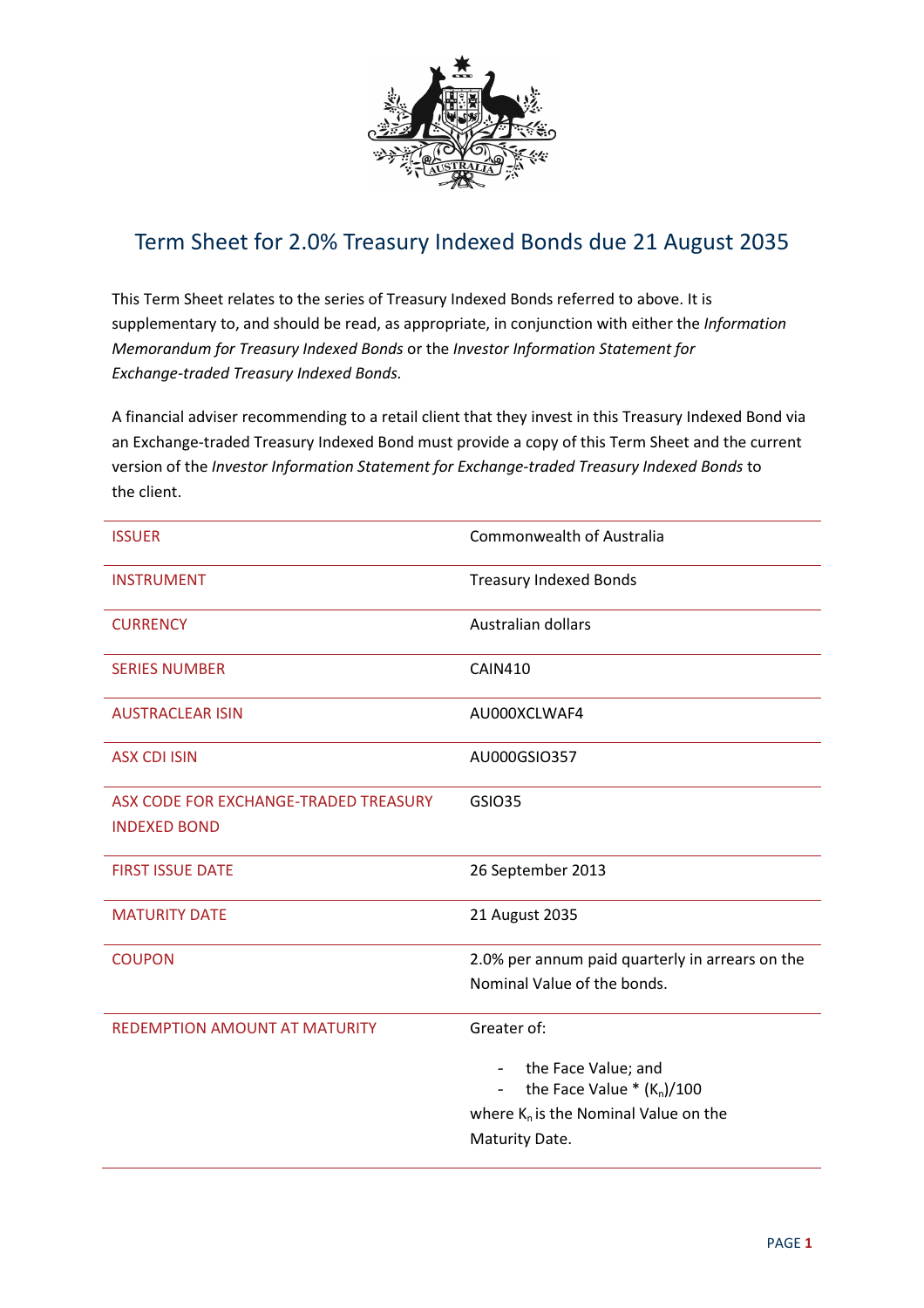# Term Sheet for 2.0% Treasury Indexed Bonds due 21 August 2035

This Term Sheet relates to the series of Treasury Indexed Bonds referred to above. It is supplementary to, and should be read, as appropriate, in conjunction with either the *Information Memorandum for Treasury Indexed Bonds* or the *Investor Information Statement for Exchange-traded Treasury Indexed Bonds.*

A financial adviser recommending to a retail client that they invest in this Treasury Indexed Bond via an Exchange-traded Treasury Indexed Bond must provide a copy of this Term Sheet and the current version of the *Investor Information Statement for Exchange-traded Treasury Indexed Bonds* to the client.

| | |
|---|---|
| ISSUER | Commonwealth of Australia |
| INSTRUMENT | Treasury Indexed Bonds |
| CURRENCY | Australian dollars |
| SERIES NUMBER | CAIN410 |
| AUSTRACLEAR ISIN | AU000XCLWAF4 |
| ASX CDI ISIN | AU000GSIO357 |
| ASX CODE FOR EXCHANGE-TRADED TREASURY INDEXED BOND | GSIO35 |
| FIRST ISSUE DATE | 26 September 2013 |
| MATURITY DATE | 21 August 2035 |
| COUPON | 2.0% per annum paid quarterly in arrears on the Nominal Value of the bonds. |
| REDEMPTION AMOUNT AT MATURITY | Greater of:<br>- the Face Value; and<br>- the Face Value * $(K_n)/100$<br>where $K_n$ is the Nominal Value on the Maturity Date. |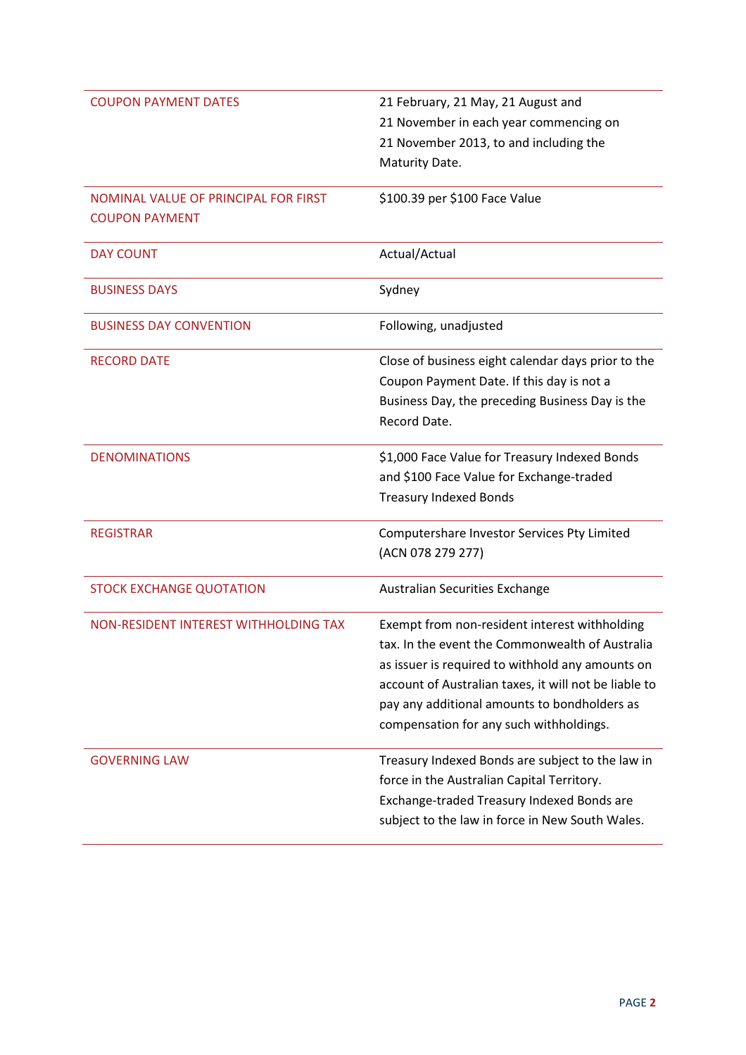| | |
|---|---|
| COUPON PAYMENT DATES | 21 February, 21 May, 21 August and 21 November in each year commencing on 21 November 2013, to and including the Maturity Date. |
| NOMINAL VALUE OF PRINCIPAL FOR FIRST COUPON PAYMENT | $100.39 per $100 Face Value |
| DAY COUNT | Actual/Actual |
| BUSINESS DAYS | Sydney |
| BUSINESS DAY CONVENTION | Following, unadjusted |
| RECORD DATE | Close of business eight calendar days prior to the Coupon Payment Date. If this day is not a Business Day, the preceding Business Day is the Record Date. |
| DENOMINATIONS | $1,000 Face Value for Treasury Indexed Bonds and $100 Face Value for Exchange-traded Treasury Indexed Bonds |
| REGISTRAR | Computershare Investor Services Pty Limited (ACN 078 279 277) |
| STOCK EXCHANGE QUOTATION | Australian Securities Exchange |
| NON-RESIDENT INTEREST WITHHOLDING TAX | Exempt from non-resident interest withholding tax. In the event the Commonwealth of Australia as issuer is required to withhold any amounts on account of Australian taxes, it will not be liable to pay any additional amounts to bondholders as compensation for any such withholdings. |
| GOVERNING LAW | Treasury Indexed Bonds are subject to the law in force in the Australian Capital Territory. Exchange-traded Treasury Indexed Bonds are subject to the law in force in New South Wales. |